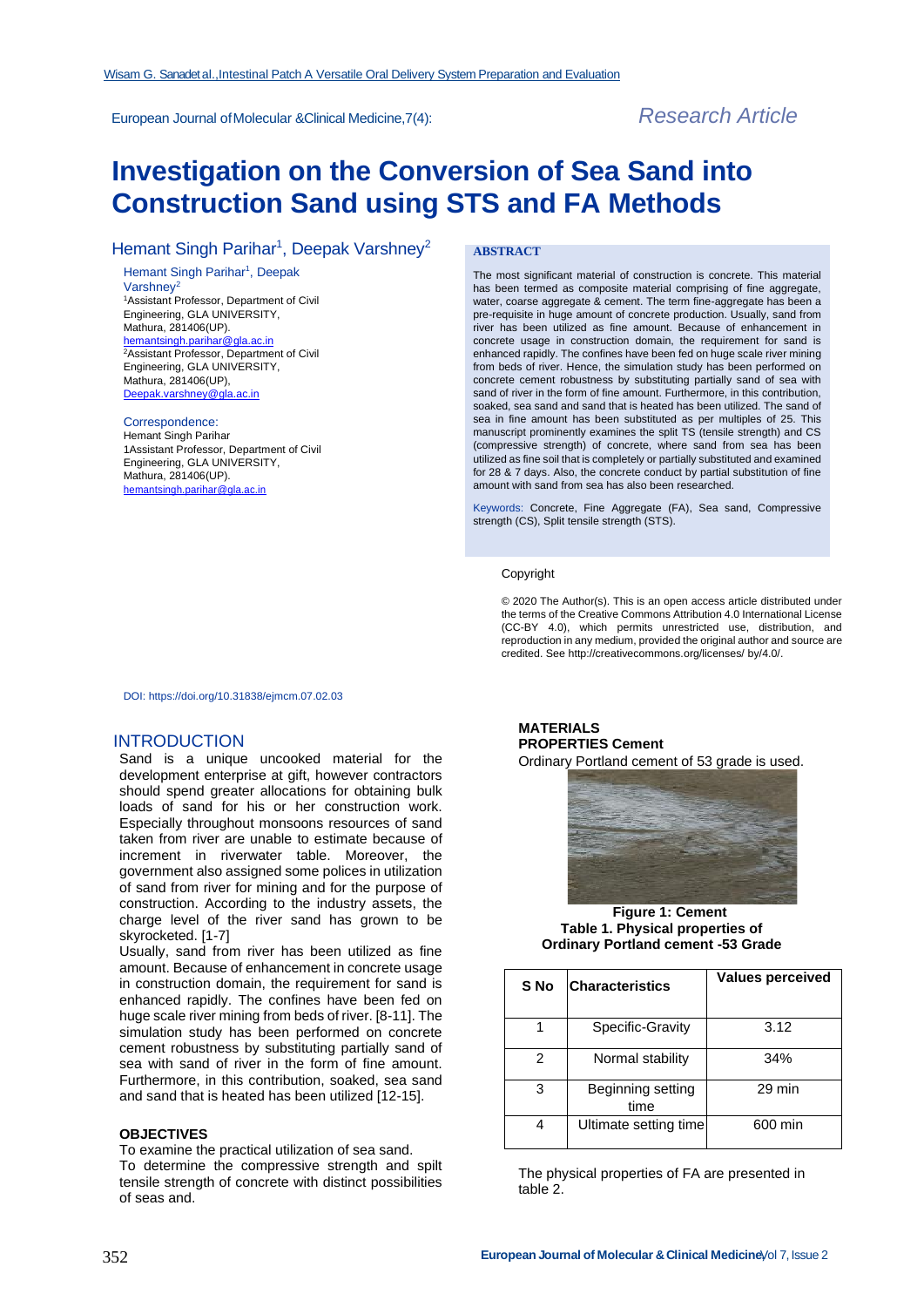# Investigation on the Conversion of Sea Sand into Construction Sand using STS and FA Methods

Hemant Singh Parihar[1], Deepak Varshney[2]

Hemant Singh Parihar[1], Deepak Varshney[2]
[1]Assistant Professor, Department of Civil Engineering, GLA UNIVERSITY, Mathura, 281406(UP).
hemantsingh.parihar@gla.ac.in
[2]Assistant Professor, Department of Civil Engineering, GLA UNIVERSITY, Mathura, 281406(UP),
Deepak.varshney@gla.ac.in

Correspondence:
Hemant Singh Parihar
1Assistant Professor, Department of Civil Engineering, GLA UNIVERSITY, Mathura, 281406(UP).
hemantsingh.parihar@gla.ac.in

**ABSTRACT**

The most significant material of construction is concrete. This material has been termed as composite material comprising of fine aggregate, water, coarse aggregate & cement. The term fine-aggregate has been a pre-requisite in huge amount of concrete production. Usually, sand from river has been utilized as fine amount. Because of enhancement in concrete usage in construction domain, the requirement for sand is enhanced rapidly. The confines have been fed on huge scale river mining from beds of river. Hence, the simulation study has been performed on concrete cement robustness by substituting partially sand of sea with sand of river in the form of fine amount. Furthermore, in this contribution, soaked, sea sand and sand that is heated has been utilized. The sand of sea in fine amount has been substituted as per multiples of 25. This manuscript prominently examines the split TS (tensile strength) and CS (compressive strength) of concrete, where sand from sea has been utilized as fine soil that is completely or partially substituted and examined for 28 & 7 days. Also, the concrete conduct by partial substitution of fine amount with sand from sea has also been researched.

Keywords: Concrete, Fine Aggregate (FA), Sea sand, Compressive strength (CS), Split tensile strength (STS).

Copyright

© 2020 The Author(s). This is an open access article distributed under the terms of the Creative Commons Attribution 4.0 International License (CC-BY 4.0), which permits unrestricted use, distribution, and reproduction in any medium, provided the original author and source are credited. See http://creativecommons.org/licenses/ by/4.0/.

DOI: https://doi.org/10.31838/ejmcm.07.02.03

## INTRODUCTION

Sand is a unique uncooked material for the development enterprise at gift, however contractors should spend greater allocations for obtaining bulk loads of sand for his or her construction work. Especially throughout monsoons resources of sand taken from river are unable to estimate because of increment in riverwater table. Moreover, the government also assigned some polices in utilization of sand from river for mining and for the purpose of construction. According to the industry assets, the charge level of the river sand has grown to be skyrocketed. [1-7]

Usually, sand from river has been utilized as fine amount. Because of enhancement in concrete usage in construction domain, the requirement for sand is enhanced rapidly. The confines have been fed on huge scale river mining from beds of river. [8-11]. The simulation study has been performed on concrete cement robustness by substituting partially sand of sea with sand of river in the form of fine amount. Furthermore, in this contribution, soaked, sea sand and sand that is heated has been utilized [12-15].

### OBJECTIVES

To examine the practical utilization of sea sand.
To determine the compressive strength and spilt tensile strength of concrete with distinct possibilities of seas and.

## MATERIALS

### PROPERTIES Cement

Ordinary Portland cement of 53 grade is used.

**Figure 1: Cement**

**Table 1. Physical properties of Ordinary Portland cement -53 Grade**

| S No | Characteristics | Values perceived |
|---|---|---|
| 1 | Specific-Gravity | 3.12 |
| 2 | Normal stability | 34% |
| 3 | Beginning setting time | 29 min |
| 4 | Ultimate setting time | 600 min |

The physical properties of FA are presented in table 2.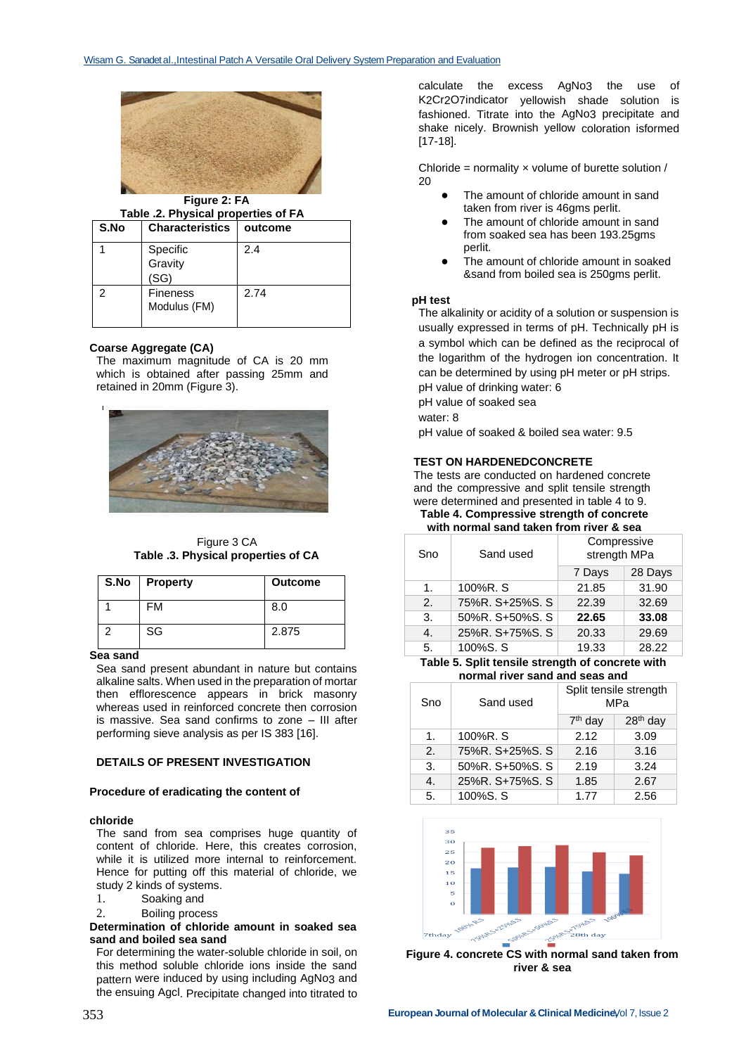Figure 2: FA

**Table .2. Physical properties of FA**

| S.No | Characteristics | outcome |
|---|---|---|
| 1 | Specific Gravity (SG) | 2.4 |
| 2 | Fineness Modulus (FM) | 2.74 |

**Coarse Aggregate (CA)**

The maximum magnitude of CA is 20 mm which is obtained after passing 25mm and retained in 20mm (Figure 3).

Figure 3 CA

**Table .3. Physical properties of CA**

| S.No | Property | Outcome |
|---|---|---|
| 1 | FM | 8.0 |
| 2 | SG | 2.875 |

**Sea sand**

Sea sand present abundant in nature but contains alkaline salts. When used in the preparation of mortar then efflorescence appears in brick masonry whereas used in reinforced concrete then corrosion is massive. Sea sand confirms to zone – III after performing sieve analysis as per IS 383 [16].

**DETAILS OF PRESENT INVESTIGATION**

**Procedure of eradicating the content of**

**chloride**

The sand from sea comprises huge quantity of content of chloride. Here, this creates corrosion, while it is utilized more internal to reinforcement. Hence for putting off this material of chloride, we study 2 kinds of systems.

1. Soaking and
2. Boiling process

**Determination of chloride amount in soaked sea sand and boiled sea sand**

For determining the water-soluble chloride in soil, on this method soluble chloride ions inside the sand pattern were induced by using including AgNo3 and the ensuing Agcl. Precipitate changed into titrated to calculate the excess AgNo3 the use of K2Cr2O7indicator yellowish shade solution is fashioned. Titrate into the AgNo3 precipitate and shake nicely. Brownish yellow coloration isformed [17-18].

Chloride = normality × volume of burette solution / 20

- The amount of chloride amount in sand taken from river is 46gms perlit.
- The amount of chloride amount in sand from soaked sea has been 193.25gms perlit.
- The amount of chloride amount in soaked &sand from boiled sea is 250gms perlit.

**pH test**

The alkalinity or acidity of a solution or suspension is usually expressed in terms of pH. Technically pH is a symbol which can be defined as the reciprocal of the logarithm of the hydrogen ion concentration. It can be determined by using pH meter or pH strips.

pH value of drinking water: 6

pH value of soaked sea water: 8

pH value of soaked & boiled sea water: 9.5

**TEST ON HARDENEDCONCRETE**

The tests are conducted on hardened concrete and the compressive and split tensile strength were determined and presented in table 4 to 9.

**Table 4. Compressive strength of concrete with normal sand taken from river & sea**

| Sno | Sand used | Compressive strength MPa | |
|---|---|---|---|
| | | 7 Days | 28 Days |
| 1. | 100%R. S | 21.85 | 31.90 |
| 2. | 75%R. S+25%S. S | 22.39 | 32.69 |
| 3. | 50%R. S+50%S. S | **22.65** | **33.08** |
| 4. | 25%R. S+75%S. S | 20.33 | 29.69 |
| 5. | 100%S. S | 19.33 | 28.22 |

**Table 5. Split tensile strength of concrete with normal river sand and seas and**

| Sno | Sand used | Split tensile strength MPa | |
|---|---|---|---|
| | | $7^{th}$ day | $28^{th}$ day |
| 1. | 100%R. S | 2.12 | 3.09 |
| 2. | 75%R. S+25%S. S | 2.16 | 3.16 |
| 3. | 50%R. S+50%S. S | 2.19 | 3.24 |
| 4. | 25%R. S+75%S. S | 1.85 | 2.67 |
| 5. | 100%S. S | 1.77 | 2.56 |

**Figure 4. concrete CS with normal sand taken from river & sea**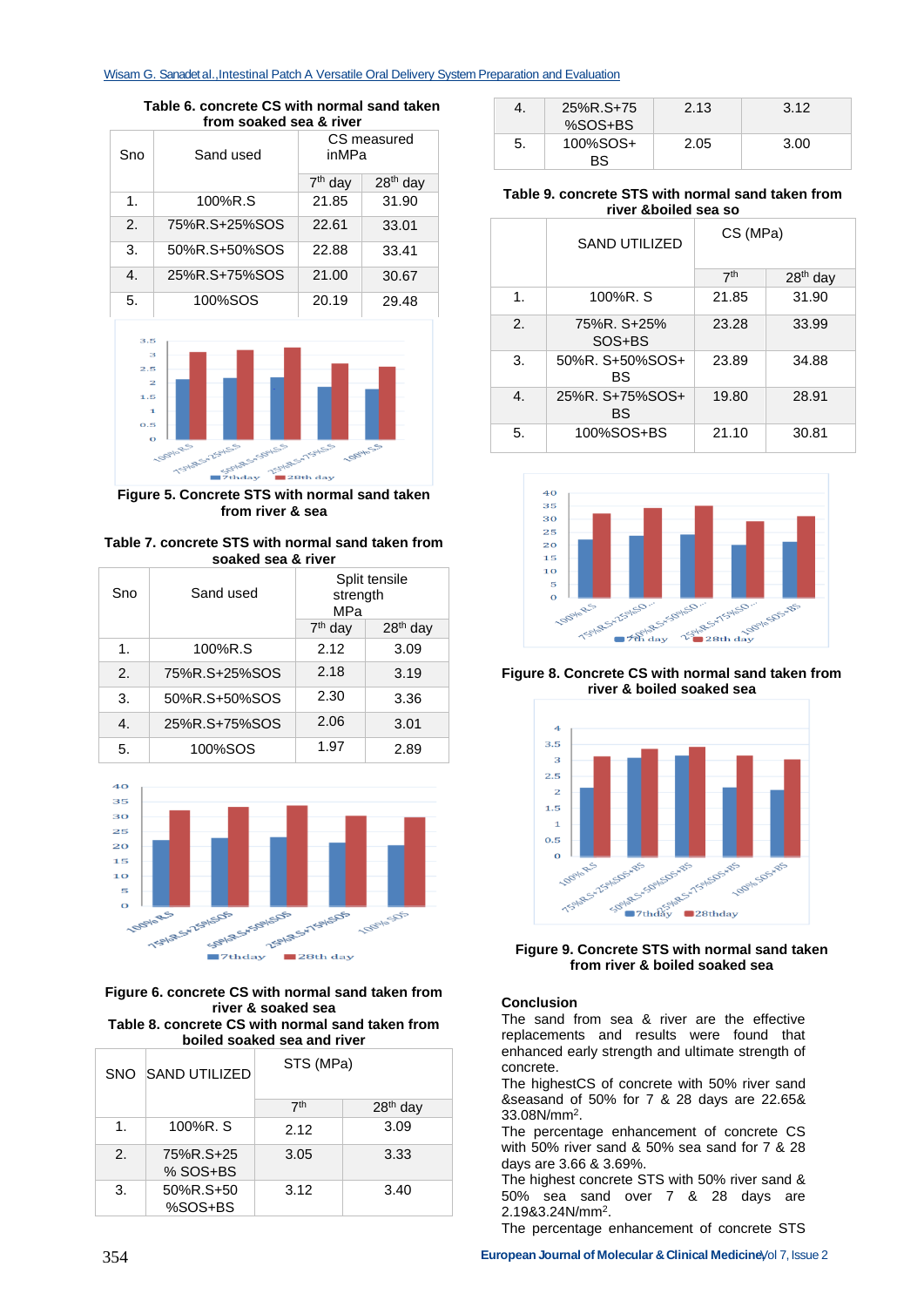**Table 6. concrete CS with normal sand taken from soaked sea & river**

| Sno | Sand used | CS measured inMPa | |
|---|---|---|---|
| | | 7th day | 28th day |
| 1. | 100%R.S | 21.85 | 31.90 |
| 2. | 75%R.S+25%SOS | 22.61 | 33.01 |
| 3. | 50%R.S+50%SOS | 22.88 | 33.41 |
| 4. | 25%R.S+75%SOS | 21.00 | 30.67 |
| 5. | 100%SOS | 20.19 | 29.48 |

Figure 5. Concrete STS with normal sand taken from river & sea

**Table 7. concrete STS with normal sand taken from soaked sea & river**

| Sno | Sand used | Split tensile strength MPa | |
|---|---|---|---|
| | | 7th day | 28th day |
| 1. | 100%R.S | 2.12 | 3.09 |
| 2. | 75%R.S+25%SOS | 2.18 | 3.19 |
| 3. | 50%R.S+50%SOS | 2.30 | 3.36 |
| 4. | 25%R.S+75%SOS | 2.06 | 3.01 |
| 5. | 100%SOS | 1.97 | 2.89 |

Figure 6. concrete CS with normal sand taken from river & soaked sea

**Table 8. concrete CS with normal sand taken from boiled soaked sea and river**

| SNO | SAND UTILIZED | STS (MPa) | |
|---|---|---|---|
| | | 7th | 28th day |
| 1. | 100%R. S | 2.12 | 3.09 |
| 2. | 75%R.S+25% SOS+BS | 3.05 | 3.33 |
| 3. | 50%R.S+50%SOS+BS | 3.12 | 3.40 |
| 4. | 25%R.S+75%SOS+BS | 2.13 | 3.12 |
| 5. | 100%SOS+BS | 2.05 | 3.00 |

**Table 9. concrete STS with normal sand taken from river &boiled sea so**

| | SAND UTILIZED | CS (MPa) | |
|---|---|---|---|
| | | 7th | 28th day |
| 1. | 100%R. S | 21.85 | 31.90 |
| 2. | 75%R. S+25% SOS+BS | 23.28 | 33.99 |
| 3. | 50%R. S+50%SOS+BS | 23.89 | 34.88 |
| 4. | 25%R. S+75%SOS+BS | 19.80 | 28.91 |
| 5. | 100%SOS+BS | 21.10 | 30.81 |

Figure 8. Concrete CS with normal sand taken from river & boiled soaked sea

Figure 9. Concrete STS with normal sand taken from river & boiled soaked sea

## Conclusion

The sand from sea & river are the effective replacements and results were found that enhanced early strength and ultimate strength of concrete.

The highestCS of concrete with 50% river sand &seasand of 50% for 7 & 28 days are 22.65& 33.08N/mm$^2$.

The percentage enhancement of concrete CS with 50% river sand & 50% sea sand for 7 & 28 days are 3.66 & 3.69%.

The highest concrete STS with 50% river sand & 50% sea sand over 7 & 28 days are 2.19&3.24N/mm$^2$.

The percentage enhancement of concrete STS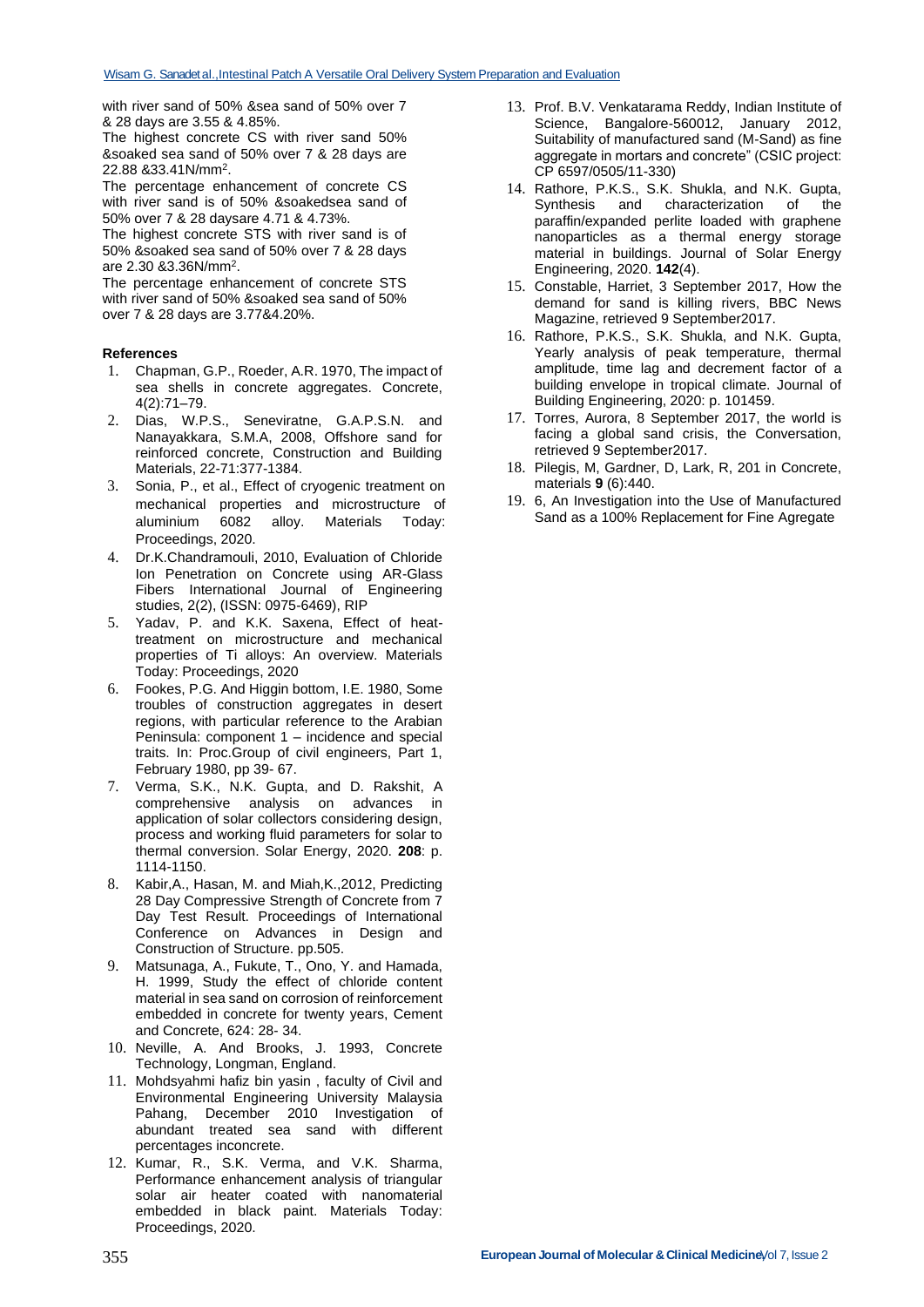with river sand of 50% &sea sand of 50% over 7 & 28 days are 3.55 & 4.85%.

The highest concrete CS with river sand 50% &soaked sea sand of 50% over 7 & 28 days are 22.88 &33.41N/mm$^2$.

The percentage enhancement of concrete CS with river sand is of 50% &soakedsea sand of 50% over 7 & 28 daysare 4.71 & 4.73%.

The highest concrete STS with river sand is of 50% &soaked sea sand of 50% over 7 & 28 days are 2.30 &3.36N/mm$^2$.

The percentage enhancement of concrete STS with river sand of 50% &soaked sea sand of 50% over 7 & 28 days are 3.77&4.20%.

**References**

1. Chapman, G.P., Roeder, A.R. 1970, The impact of sea shells in concrete aggregates. Concrete, 4(2):71–79.
2. Dias, W.P.S., Seneviratne, G.A.P.S.N. and Nanayakkara, S.M.A, 2008, Offshore sand for reinforced concrete, Construction and Building Materials, 22-71:377-1384.
3. Sonia, P., et al., Effect of cryogenic treatment on mechanical properties and microstructure of aluminium 6082 alloy. Materials Today: Proceedings, 2020.
4. Dr.K.Chandramouli, 2010, Evaluation of Chloride Ion Penetration on Concrete using AR-Glass Fibers International Journal of Engineering studies, 2(2), (ISSN: 0975-6469), RIP
5. Yadav, P. and K.K. Saxena, Effect of heat-treatment on microstructure and mechanical properties of Ti alloys: An overview. Materials Today: Proceedings, 2020
6. Fookes, P.G. And Higgin bottom, I.E. 1980, Some troubles of construction aggregates in desert regions, with particular reference to the Arabian Peninsula: component 1 – incidence and special traits. In: Proc.Group of civil engineers, Part 1, February 1980, pp 39- 67.
7. Verma, S.K., N.K. Gupta, and D. Rakshit, A comprehensive analysis on advances in application of solar collectors considering design, process and working fluid parameters for solar to thermal conversion. Solar Energy, 2020. **208**: p. 1114-1150.
8. Kabir,A., Hasan, M. and Miah,K.,2012, Predicting 28 Day Compressive Strength of Concrete from 7 Day Test Result. Proceedings of International Conference on Advances in Design and Construction of Structure. pp.505.
9. Matsunaga, A., Fukute, T., Ono, Y. and Hamada, H. 1999, Study the effect of chloride content material in sea sand on corrosion of reinforcement embedded in concrete for twenty years, Cement and Concrete, 624: 28- 34.
10. Neville, A. And Brooks, J. 1993, Concrete Technology, Longman, England.
11. Mohdsyahmi hafiz bin yasin , faculty of Civil and Environmental Engineering University Malaysia Pahang, December 2010 Investigation of abundant treated sea sand with different percentages inconcrete.
12. Kumar, R., S.K. Verma, and V.K. Sharma, Performance enhancement analysis of triangular solar air heater coated with nanomaterial embedded in black paint. Materials Today: Proceedings, 2020.
13. Prof. B.V. Venkatarama Reddy, Indian Institute of Science, Bangalore-560012, January 2012, Suitability of manufactured sand (M-Sand) as fine aggregate in mortars and concrete" (CSIC project: CP 6597/0505/11-330)
14. Rathore, P.K.S., S.K. Shukla, and N.K. Gupta, Synthesis and characterization of the paraffin/expanded perlite loaded with graphene nanoparticles as a thermal energy storage material in buildings. Journal of Solar Energy Engineering, 2020. **142**(4).
15. Constable, Harriet, 3 September 2017, How the demand for sand is killing rivers, BBC News Magazine, retrieved 9 September2017.
16. Rathore, P.K.S., S.K. Shukla, and N.K. Gupta, Yearly analysis of peak temperature, thermal amplitude, time lag and decrement factor of a building envelope in tropical climate. Journal of Building Engineering, 2020: p. 101459.
17. Torres, Aurora, 8 September 2017, the world is facing a global sand crisis, the Conversation, retrieved 9 September2017.
18. Pilegis, M, Gardner, D, Lark, R, 201 in Concrete, materials **9** (6):440.
19. 6, An Investigation into the Use of Manufactured Sand as a 100% Replacement for Fine Agregate